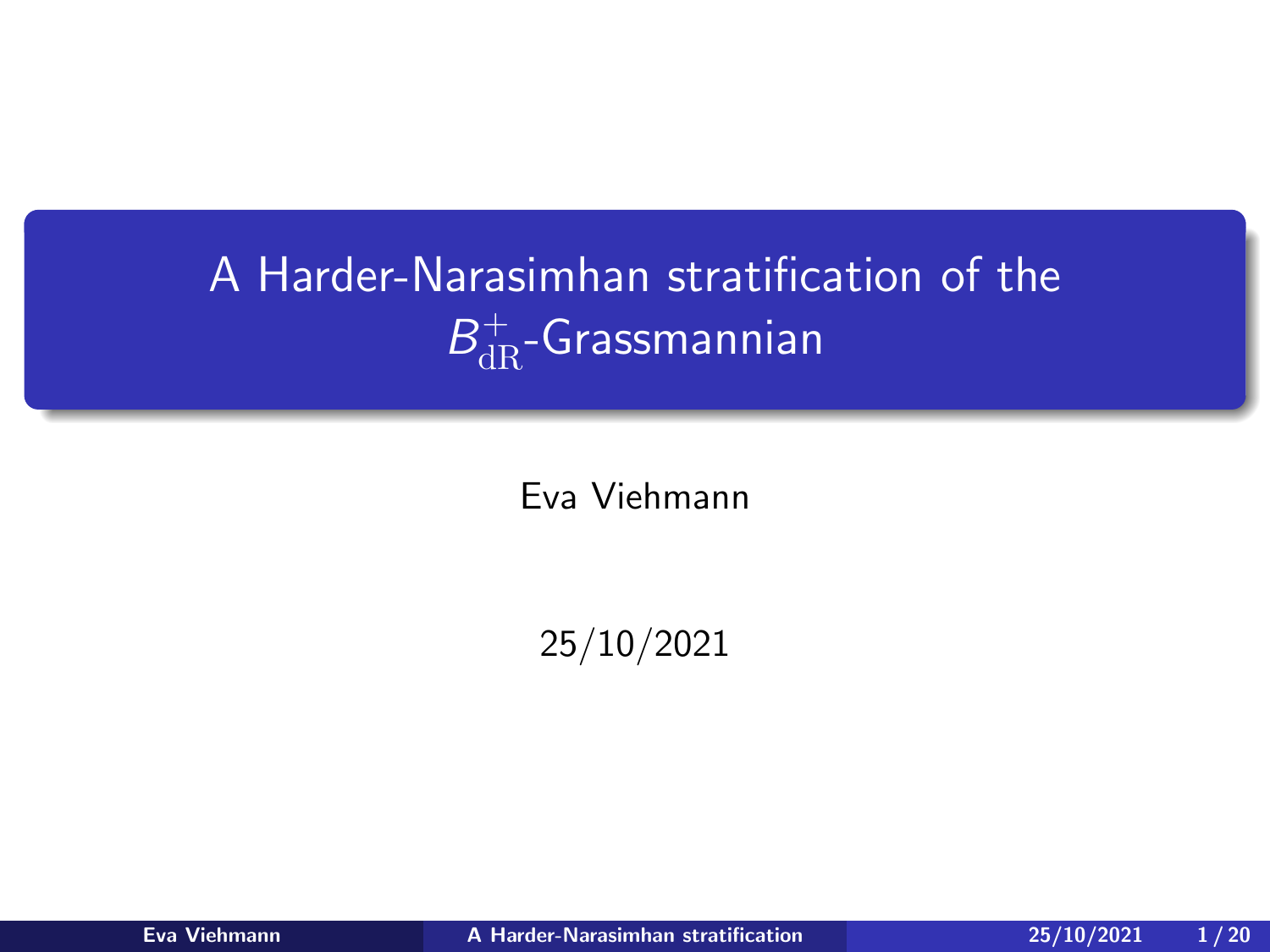# A Harder-Narasimhan stratification of the $B^+_{\mathrm{dR}}$-Grassmannian

Eva Viehmann

25/10/2021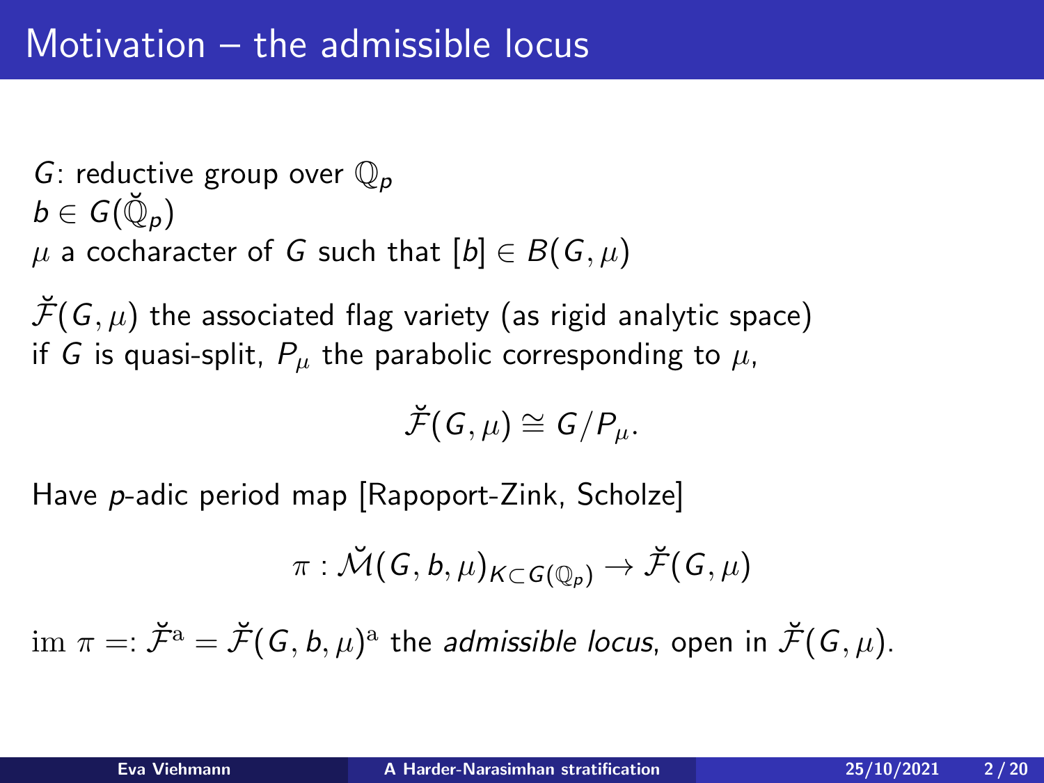# Motivation – the admissible locus

$G$: reductive group over $\mathbb{Q}_p$
$b \in G(\breve{\mathbb{Q}}_p)$
$\mu$ a cocharacter of $G$ such that $[b] \in B(G, \mu)$

$\breve{\mathcal{F}}(G, \mu)$ the associated flag variety (as rigid analytic space)
if $G$ is quasi-split, $P_\mu$ the parabolic corresponding to $\mu$,

$$\breve{\mathcal{F}}(G, \mu) \cong G/P_\mu.$$

Have $p$-adic period map [Rapoport-Zink, Scholze]

$$\pi : \breve{\mathcal{M}}(G, b, \mu)_{K \subset G(\mathbb{Q}_p)} \to \breve{\mathcal{F}}(G, \mu)$$

$\mathrm{im}\ \pi =: \breve{\mathcal{F}}^{\mathrm{a}} = \breve{\mathcal{F}}(G, b, \mu)^{\mathrm{a}}$ the *admissible locus*, open in $\breve{\mathcal{F}}(G, \mu)$.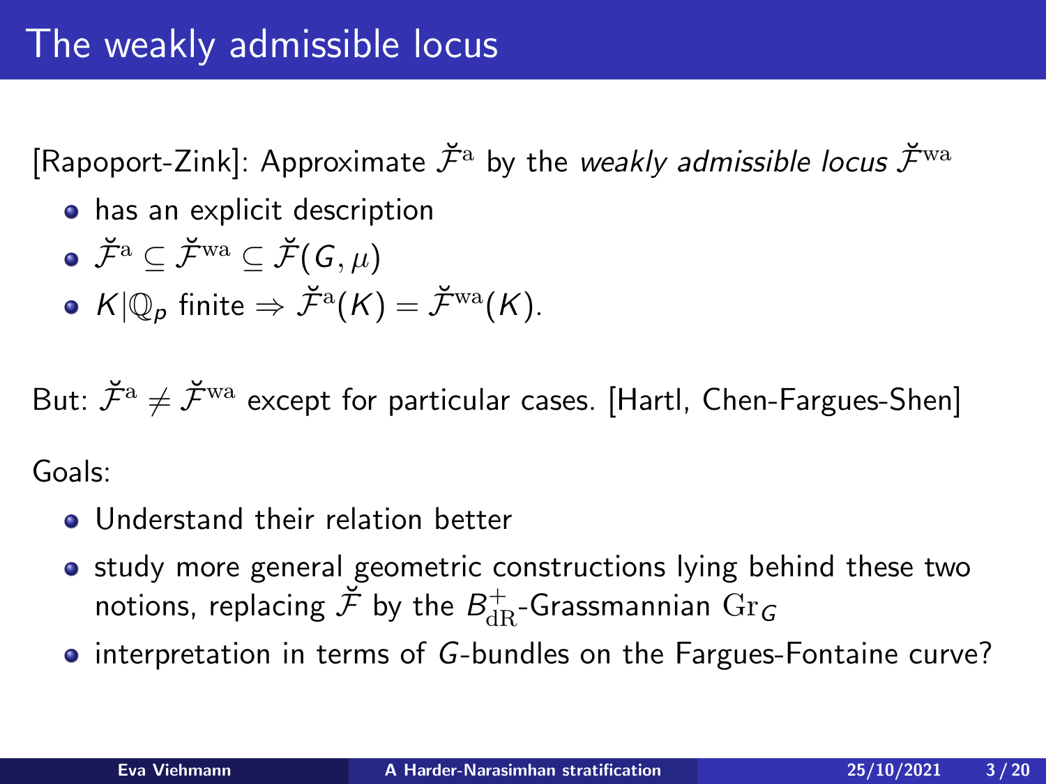# The weakly admissible locus

[Rapoport-Zink]: Approximate $\breve{\mathcal{F}}^{\mathrm{a}}$ by the *weakly admissible locus* $\breve{\mathcal{F}}^{\mathrm{wa}}$

- has an explicit description
- $\breve{\mathcal{F}}^{\mathrm{a}} \subseteq \breve{\mathcal{F}}^{\mathrm{wa}} \subseteq \breve{\mathcal{F}}(G, \mu)$
- $K|\mathbb{Q}_p$ finite $\Rightarrow \breve{\mathcal{F}}^{\mathrm{a}}(K) = \breve{\mathcal{F}}^{\mathrm{wa}}(K)$.

But: $\breve{\mathcal{F}}^{\mathrm{a}} \neq \breve{\mathcal{F}}^{\mathrm{wa}}$ except for particular cases. [Hartl, Chen-Fargues-Shen]

Goals:

- Understand their relation better
- study more general geometric constructions lying behind these two notions, replacing $\breve{\mathcal{F}}$ by the $B_{\mathrm{dR}}^{+}$-Grassmannian $\mathrm{Gr}_G$
- interpretation in terms of $G$-bundles on the Fargues-Fontaine curve?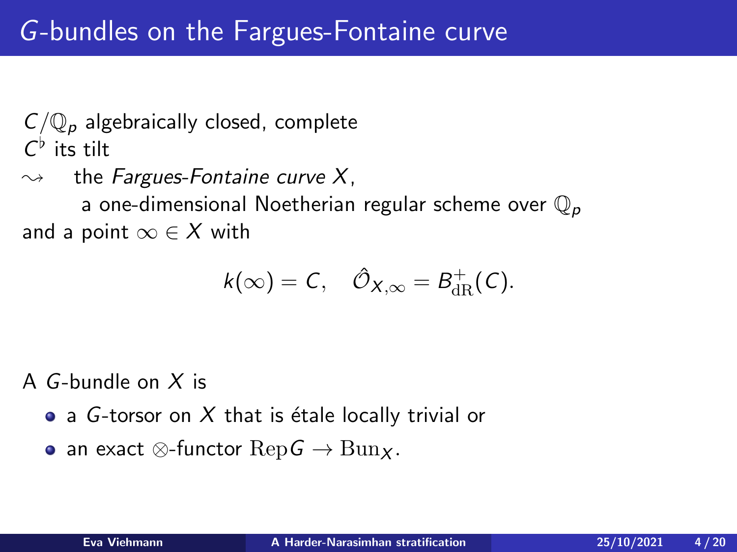# $G$-bundles on the Fargues-Fontaine curve

$C/\mathbb{Q}_p$ algebraically closed, complete
$C^\flat$ its tilt
$\rightsquigarrow$ the *Fargues-Fontaine curve* $X$,
a one-dimensional Noetherian regular scheme over $\mathbb{Q}_p$
and a point $\infty \in X$ with

$$k(\infty) = C, \quad \hat{\mathcal{O}}_{X,\infty} = B_{\mathrm{dR}}^{+}(C).$$

A $G$-bundle on $X$ is

- a $G$-torsor on $X$ that is étale locally trivial or
- an exact $\otimes$-functor $\mathrm{Rep}G \to \mathrm{Bun}_X$.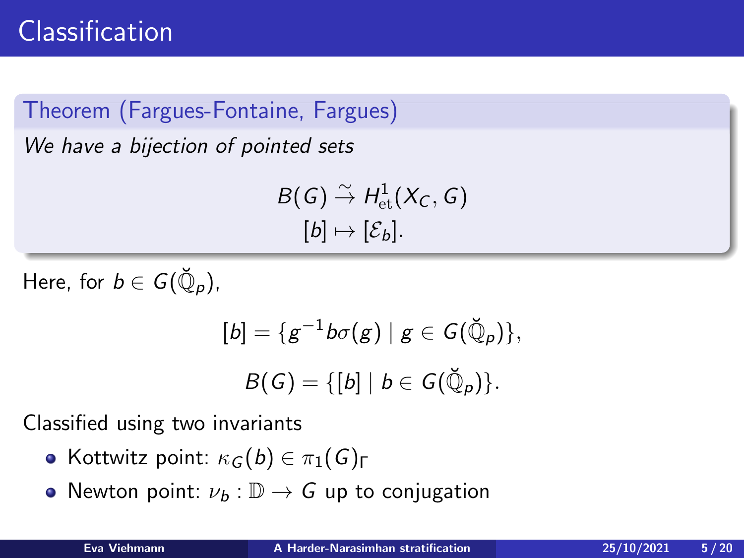# Classification

**Theorem (Fargues-Fontaine, Fargues)**

*We have a bijection of pointed sets*

$$B(G) \xrightarrow{\sim} H^1_{\text{et}}(X_C, G)$$
$$[b] \mapsto [\mathcal{E}_b].$$

Here, for $b \in G(\breve{\mathbb{Q}}_p)$,

$$[b] = \{g^{-1} b \sigma(g) \mid g \in G(\breve{\mathbb{Q}}_p)\},$$

$$B(G) = \{[b] \mid b \in G(\breve{\mathbb{Q}}_p)\}.$$

Classified using two invariants

- Kottwitz point: $\kappa_G(b) \in \pi_1(G)_\Gamma$
- Newton point: $\nu_b : \mathbb{D} \to G$ up to conjugation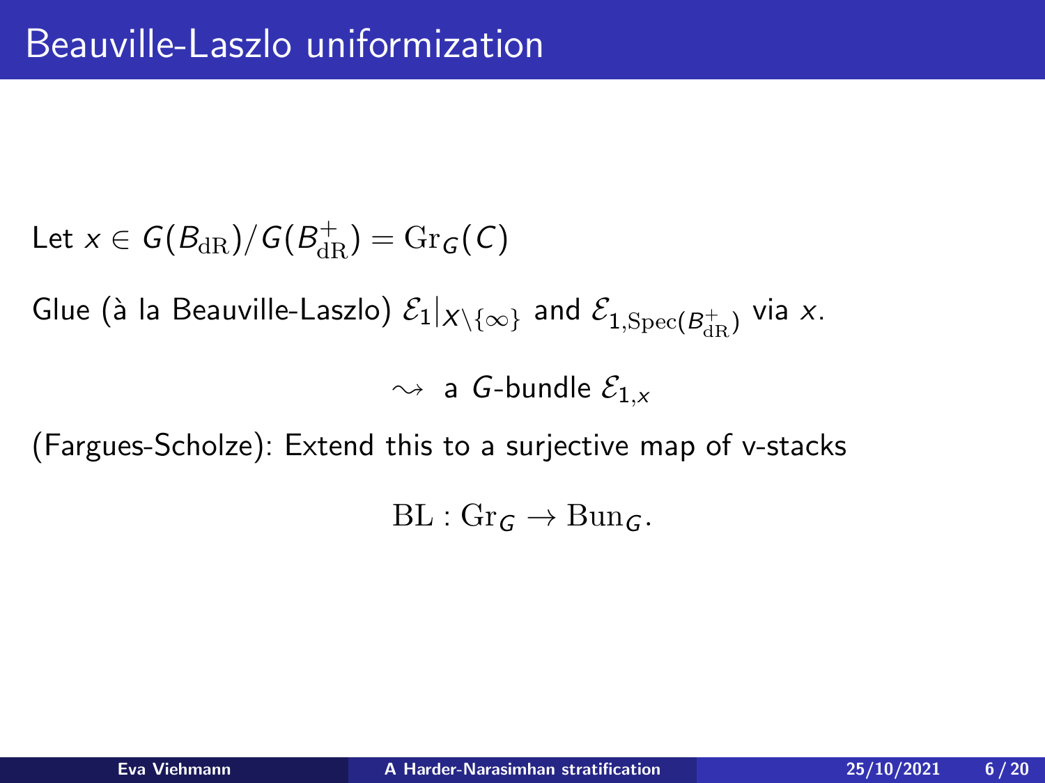# Beauville-Laszlo uniformization

Let $x \in G(B_{\mathrm{dR}})/G(B_{\mathrm{dR}}^+) = \mathrm{Gr}_G(C)$

Glue (à la Beauville-Laszlo) $\mathcal{E}_1|_{X\setminus\{\infty\}}$ and $\mathcal{E}_{1,\mathrm{Spec}(B_{\mathrm{dR}}^+)}$ via $x$.

$$\rightsquigarrow \text{ a } G\text{-bundle } \mathcal{E}_{1,x}$$

(Fargues-Scholze): Extend this to a surjective map of v-stacks

$$\mathrm{BL} : \mathrm{Gr}_G \to \mathrm{Bun}_G.$$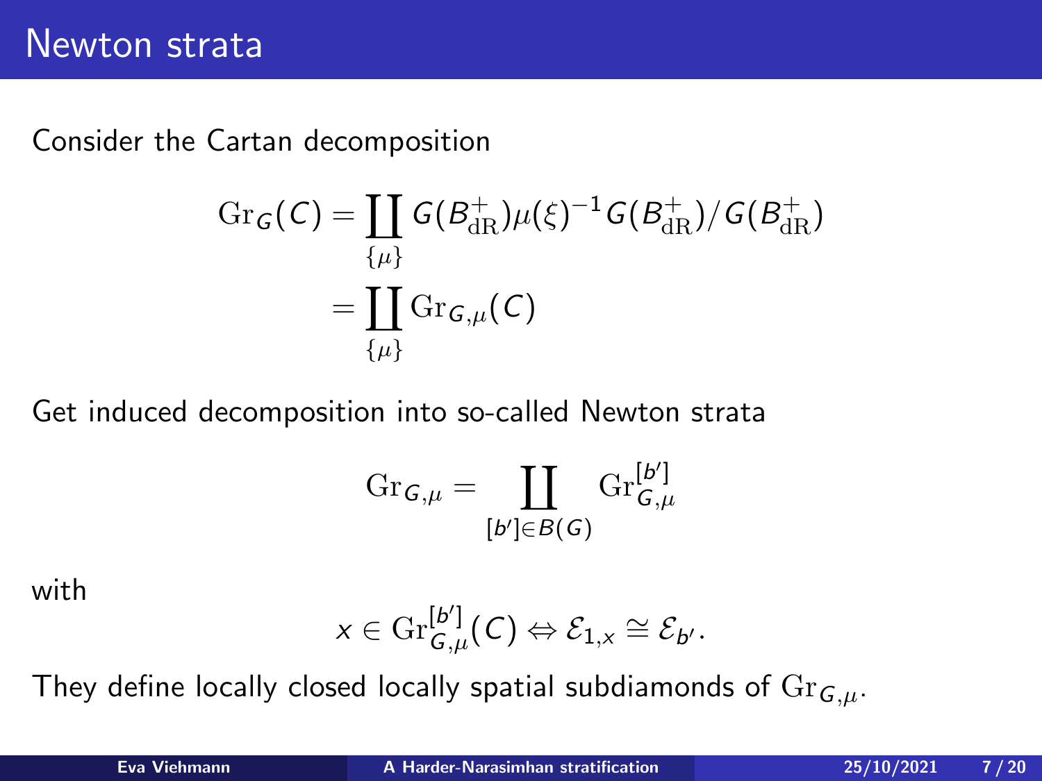# Newton strata

Consider the Cartan decomposition

$$\begin{aligned}\mathrm{Gr}_G(C) &= \coprod_{\{\mu\}} G(B_{\mathrm{dR}}^+)\mu(\xi)^{-1}G(B_{\mathrm{dR}}^+)/G(B_{\mathrm{dR}}^+) \\ &= \coprod_{\{\mu\}} \mathrm{Gr}_{G,\mu}(C)\end{aligned}$$

Get induced decomposition into so-called Newton strata

$$\mathrm{Gr}_{G,\mu} = \coprod_{[b']\in B(G)} \mathrm{Gr}_{G,\mu}^{[b']}$$

with

$$x \in \mathrm{Gr}_{G,\mu}^{[b']}(C) \Leftrightarrow \mathcal{E}_{1,x} \cong \mathcal{E}_{b'}.$$

They define locally closed locally spatial subdiamonds of $\mathrm{Gr}_{G,\mu}$.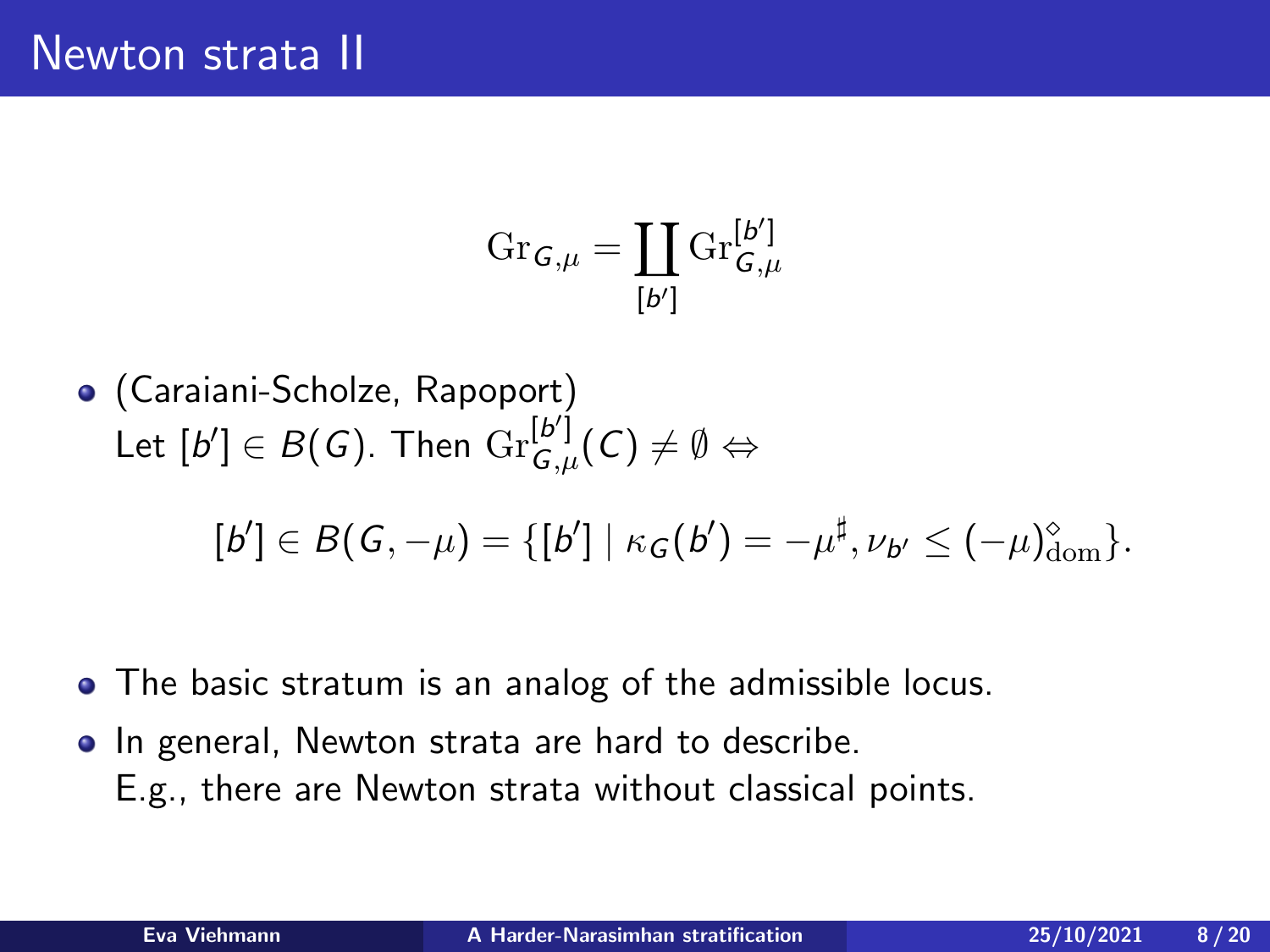# Newton strata II

$$\mathrm{Gr}_{G,\mu} = \coprod_{[b']} \mathrm{Gr}_{G,\mu}^{[b']}$$

- (Caraiani-Scholze, Rapoport)
  Let $[b'] \in B(G)$. Then $\mathrm{Gr}_{G,\mu}^{[b']}(C) \neq \emptyset \Leftrightarrow$

  $$[b'] \in B(G, -\mu) = \{[b'] \mid \kappa_G(b') = -\mu^\sharp, \nu_{b'} \leq (-\mu)^\diamond_{\mathrm{dom}}\}.$$

- The basic stratum is an analog of the admissible locus.
- In general, Newton strata are hard to describe.
  E.g., there are Newton strata without classical points.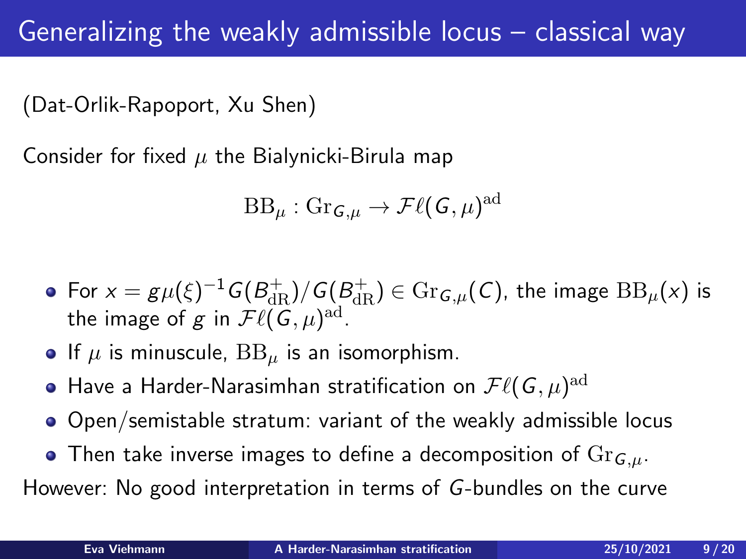# Generalizing the weakly admissible locus – classical way

(Dat-Orlik-Rapoport, Xu Shen)

Consider for fixed $\mu$ the Bialynicki-Birula map

$$\mathrm{BB}_\mu : \mathrm{Gr}_{G,\mu} \to \mathcal{F}\ell(G,\mu)^{\mathrm{ad}}$$

- For $x = g\mu(\xi)^{-1}G(B^+_{\mathrm{dR}})/G(B^+_{\mathrm{dR}}) \in \mathrm{Gr}_{G,\mu}(C)$, the image $\mathrm{BB}_\mu(x)$ is the image of $g$ in $\mathcal{F}\ell(G,\mu)^{\mathrm{ad}}$.
- If $\mu$ is minuscule, $\mathrm{BB}_\mu$ is an isomorphism.
- Have a Harder-Narasimhan stratification on $\mathcal{F}\ell(G,\mu)^{\mathrm{ad}}$
- Open/semistable stratum: variant of the weakly admissible locus
- Then take inverse images to define a decomposition of $\mathrm{Gr}_{G,\mu}$.

However: No good interpretation in terms of $G$-bundles on the curve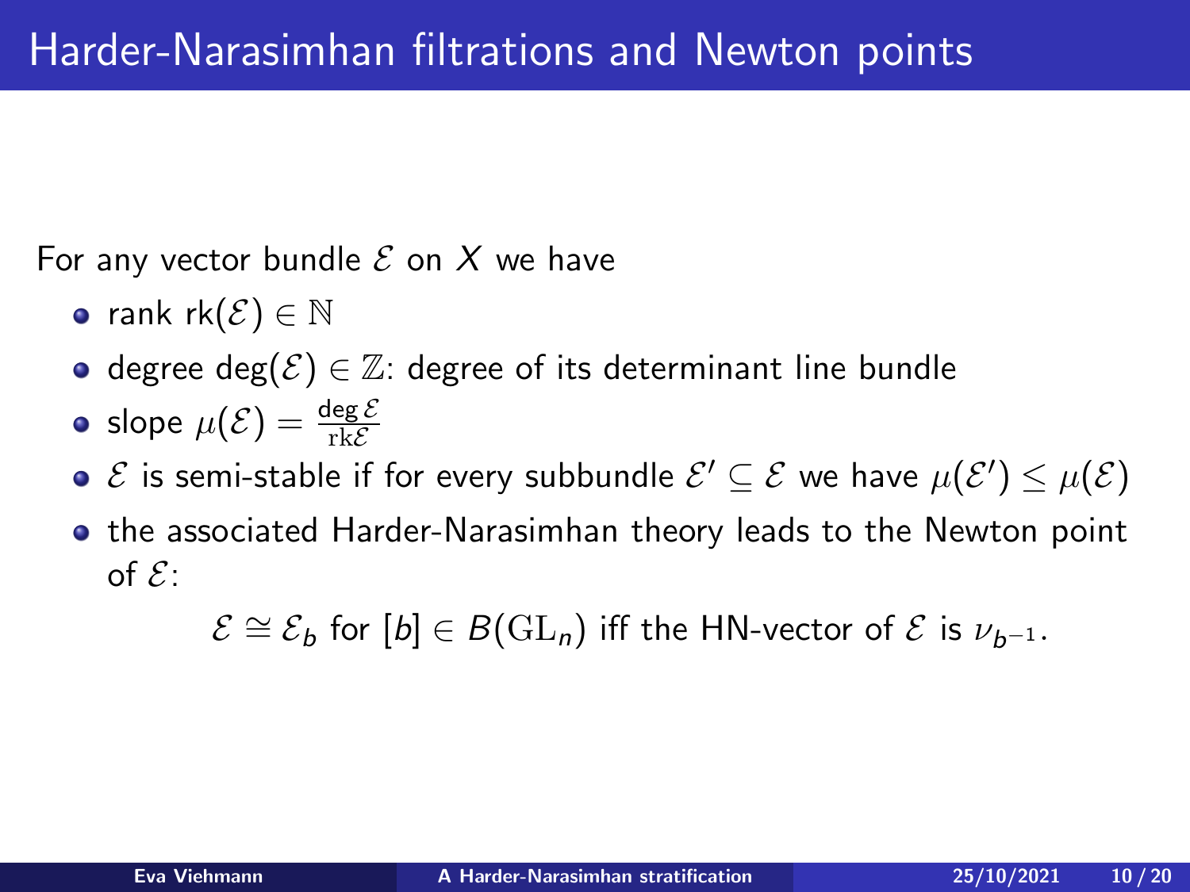# Harder-Narasimhan filtrations and Newton points

For any vector bundle $\mathcal{E}$ on $X$ we have

- rank $\mathrm{rk}(\mathcal{E}) \in \mathbb{N}$
- degree $\deg(\mathcal{E}) \in \mathbb{Z}$: degree of its determinant line bundle
- slope $\mu(\mathcal{E}) = \frac{\deg \mathcal{E}}{\mathrm{rk} \mathcal{E}}$
- $\mathcal{E}$ is semi-stable if for every subbundle $\mathcal{E}' \subseteq \mathcal{E}$ we have $\mu(\mathcal{E}') \leq \mu(\mathcal{E})$
- the associated Harder-Narasimhan theory leads to the Newton point of $\mathcal{E}$:

$$\mathcal{E} \cong \mathcal{E}_b \text{ for } [b] \in B(\mathrm{GL}_n) \text{ iff the HN-vector of } \mathcal{E} \text{ is } \nu_{b^{-1}}.$$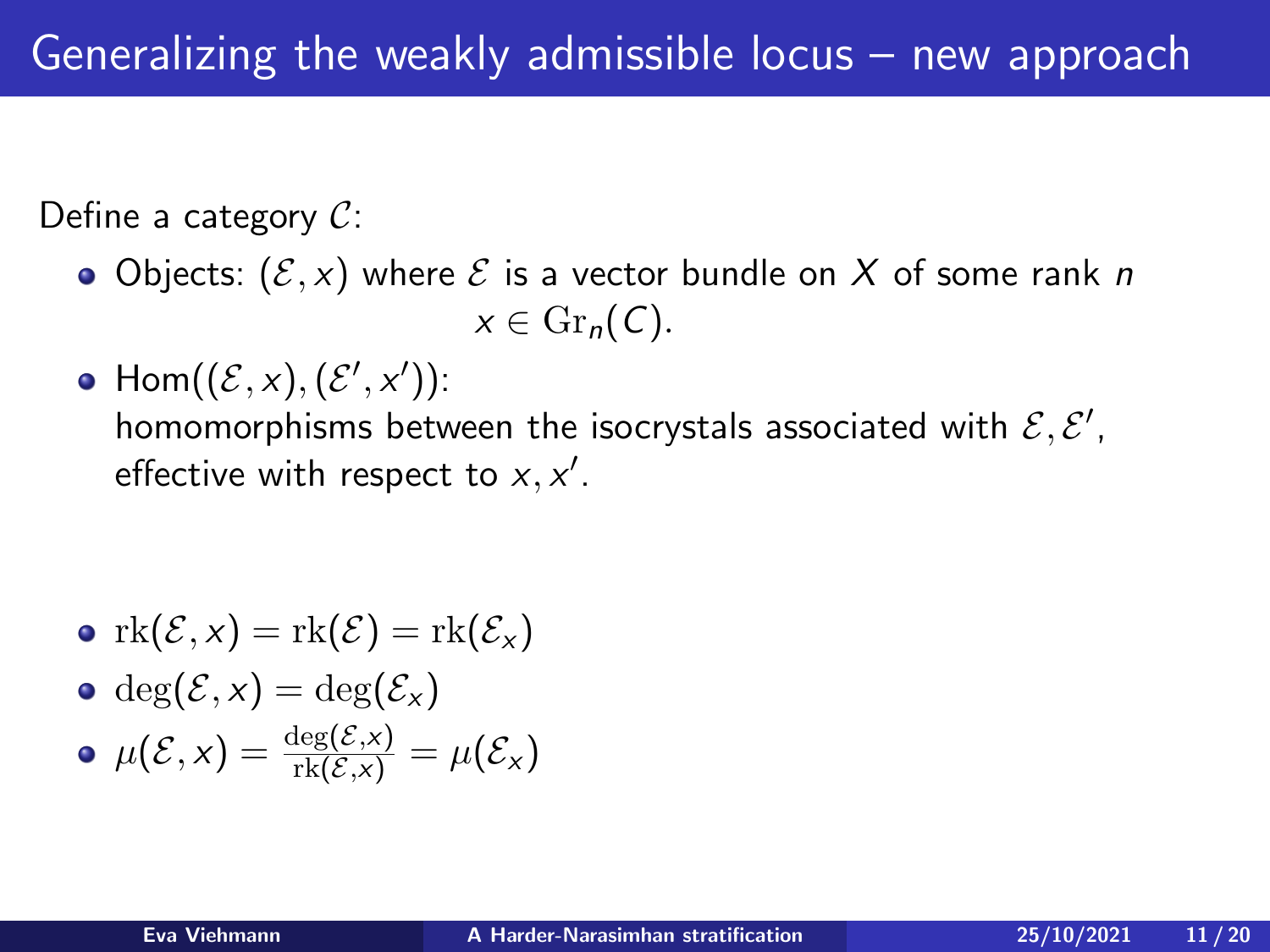# Generalizing the weakly admissible locus – new approach

Define a category $\mathcal{C}$:

- Objects: $(\mathcal{E}, x)$ where $\mathcal{E}$ is a vector bundle on $X$ of some rank $n$
  $x \in \mathrm{Gr}_n(C)$.
- $\mathrm{Hom}((\mathcal{E}, x), (\mathcal{E}', x'))$:
  homomorphisms between the isocrystals associated with $\mathcal{E}, \mathcal{E}'$, effective with respect to $x, x'$.

- $\mathrm{rk}(\mathcal{E}, x) = \mathrm{rk}(\mathcal{E}) = \mathrm{rk}(\mathcal{E}_x)$
- $\deg(\mathcal{E}, x) = \deg(\mathcal{E}_x)$
- $\mu(\mathcal{E}, x) = \frac{\deg(\mathcal{E}, x)}{\mathrm{rk}(\mathcal{E}, x)} = \mu(\mathcal{E}_x)$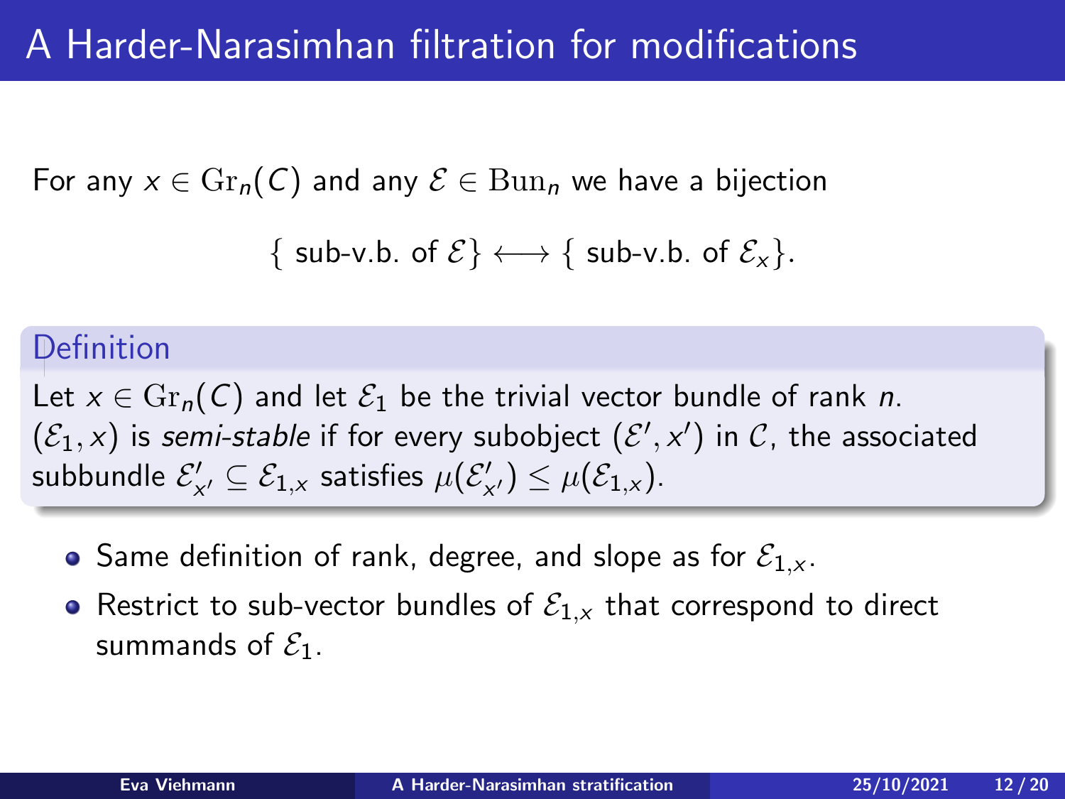# A Harder-Narasimhan filtration for modifications

For any $x \in \mathrm{Gr}_n(C)$ and any $\mathcal{E} \in \mathrm{Bun}_n$ we have a bijection

$$\{ \text{ sub-v.b. of } \mathcal{E}\} \longleftrightarrow \{ \text{ sub-v.b. of } \mathcal{E}_x\}.$$

**Definition**

Let $x \in \mathrm{Gr}_n(C)$ and let $\mathcal{E}_1$ be the trivial vector bundle of rank $n$. $(\mathcal{E}_1, x)$ is *semi-stable* if for every subobject $(\mathcal{E}', x')$ in $\mathcal{C}$, the associated subbundle $\mathcal{E}'_{x'} \subseteq \mathcal{E}_{1,x}$ satisfies $\mu(\mathcal{E}'_{x'}) \leq \mu(\mathcal{E}_{1,x})$.

- Same definition of rank, degree, and slope as for $\mathcal{E}_{1,x}$.
- Restrict to sub-vector bundles of $\mathcal{E}_{1,x}$ that correspond to direct summands of $\mathcal{E}_1$.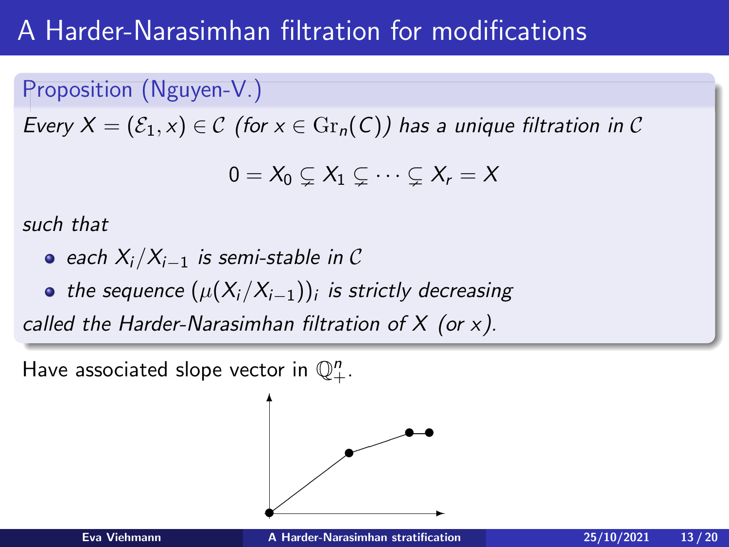# A Harder-Narasimhan filtration for modifications

**Proposition (Nguyen-V.)**

*Every $X = (\mathcal{E}_1, x) \in \mathcal{C}$ (for $x \in \mathrm{Gr}_n(C)$) has a unique filtration in $\mathcal{C}$*

$$0 = X_0 \subsetneq X_1 \subsetneq \cdots \subsetneq X_r = X$$

*such that*

- *each $X_i/X_{i-1}$ is semi-stable in $\mathcal{C}$*
- *the sequence $(\mu(X_i/X_{i-1}))_i$ is strictly decreasing*

*called the Harder-Narasimhan filtration of $X$ (or $x$).*

Have associated slope vector in $\mathbb{Q}_+^n$.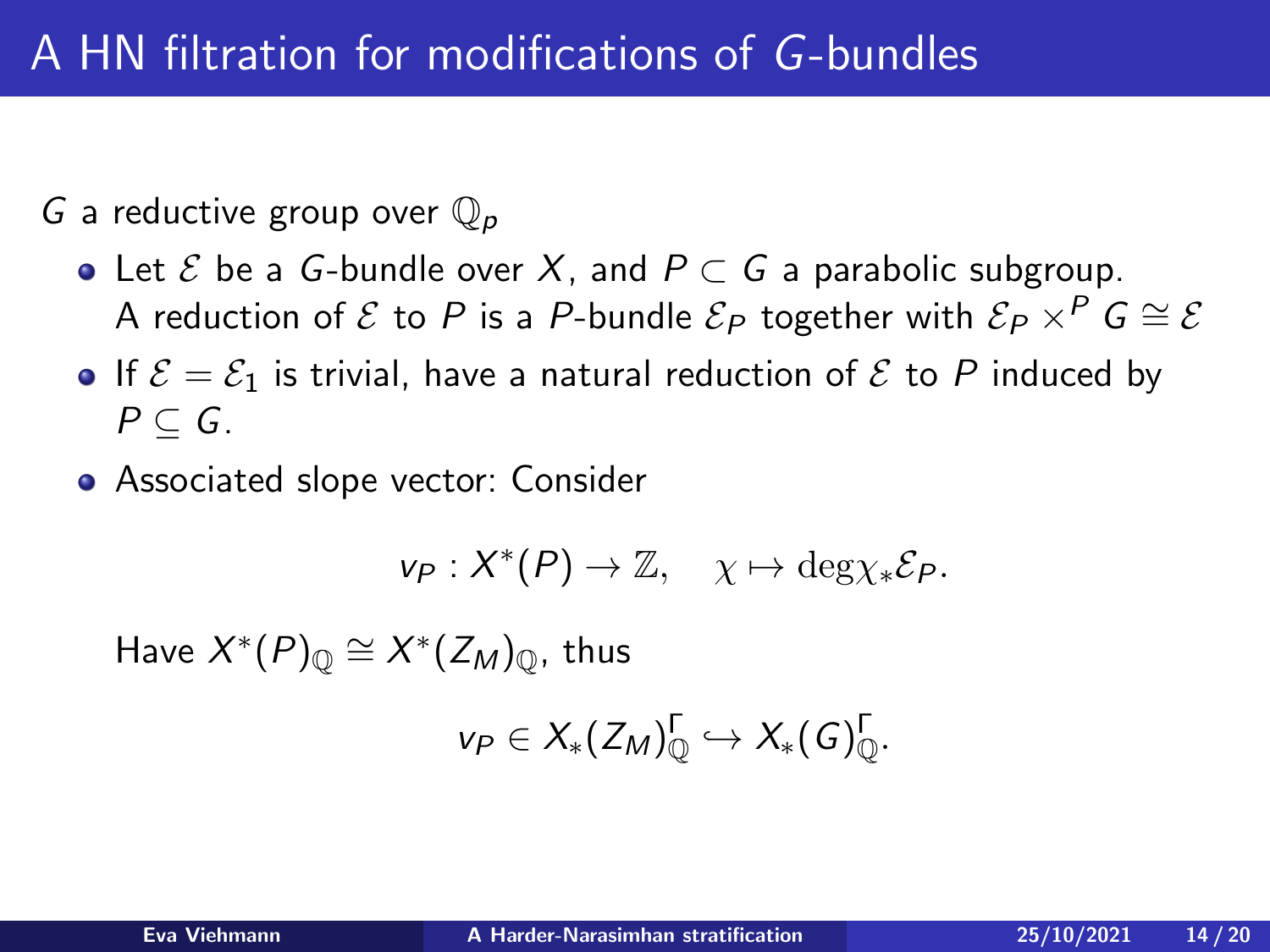# A HN filtration for modifications of $G$-bundles

$G$ a reductive group over $\mathbb{Q}_p$

- Let $\mathcal{E}$ be a $G$-bundle over $X$, and $P \subset G$ a parabolic subgroup. A reduction of $\mathcal{E}$ to $P$ is a $P$-bundle $\mathcal{E}_P$ together with $\mathcal{E}_P \times^P G \cong \mathcal{E}$
- If $\mathcal{E} = \mathcal{E}_1$ is trivial, have a natural reduction of $\mathcal{E}$ to $P$ induced by $P \subseteq G$.
- Associated slope vector: Consider

$$v_P : X^*(P) \to \mathbb{Z}, \quad \chi \mapsto \deg \chi_* \mathcal{E}_P.$$

Have $X^*(P)_{\mathbb{Q}} \cong X^*(Z_M)_{\mathbb{Q}}$, thus

$$v_P \in X_*(Z_M)_{\mathbb{Q}}^{\Gamma} \hookrightarrow X_*(G)_{\mathbb{Q}}^{\Gamma}.$$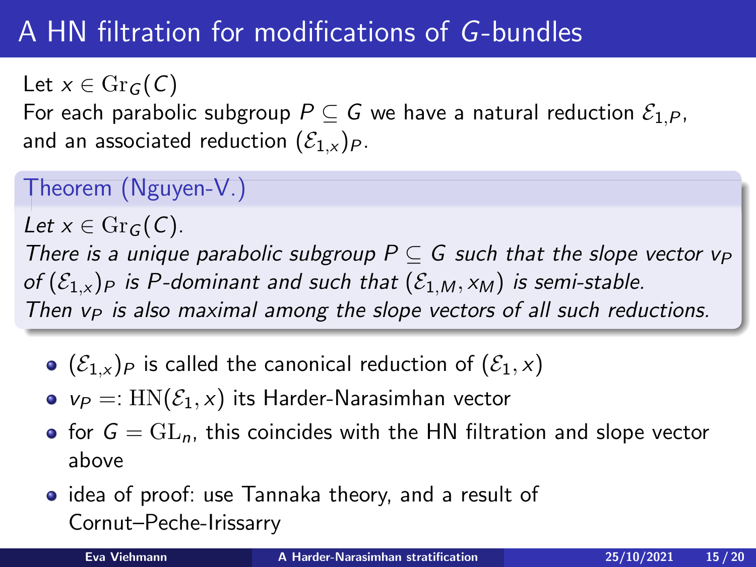# A HN filtration for modifications of $G$-bundles

Let $x \in \mathrm{Gr}_G(C)$

For each parabolic subgroup $P \subseteq G$ we have a natural reduction $\mathcal{E}_{1,P}$, and an associated reduction $(\mathcal{E}_{1,x})_P$.

**Theorem (Nguyen-V.)**

*Let $x \in \mathrm{Gr}_G(C)$.*
*There is a unique parabolic subgroup $P \subseteq G$ such that the slope vector $v_P$ of $(\mathcal{E}_{1,x})_P$ is $P$-dominant and such that $(\mathcal{E}_{1,M}, x_M)$ is semi-stable.*
*Then $v_P$ is also maximal among the slope vectors of all such reductions.*

- $(\mathcal{E}_{1,x})_P$ is called the canonical reduction of $(\mathcal{E}_1, x)$
- $v_P =: \mathrm{HN}(\mathcal{E}_1, x)$ its Harder-Narasimhan vector
- for $G = \mathrm{GL}_n$, this coincides with the HN filtration and slope vector above
- idea of proof: use Tannaka theory, and a result of Cornut–Peche-Irissarry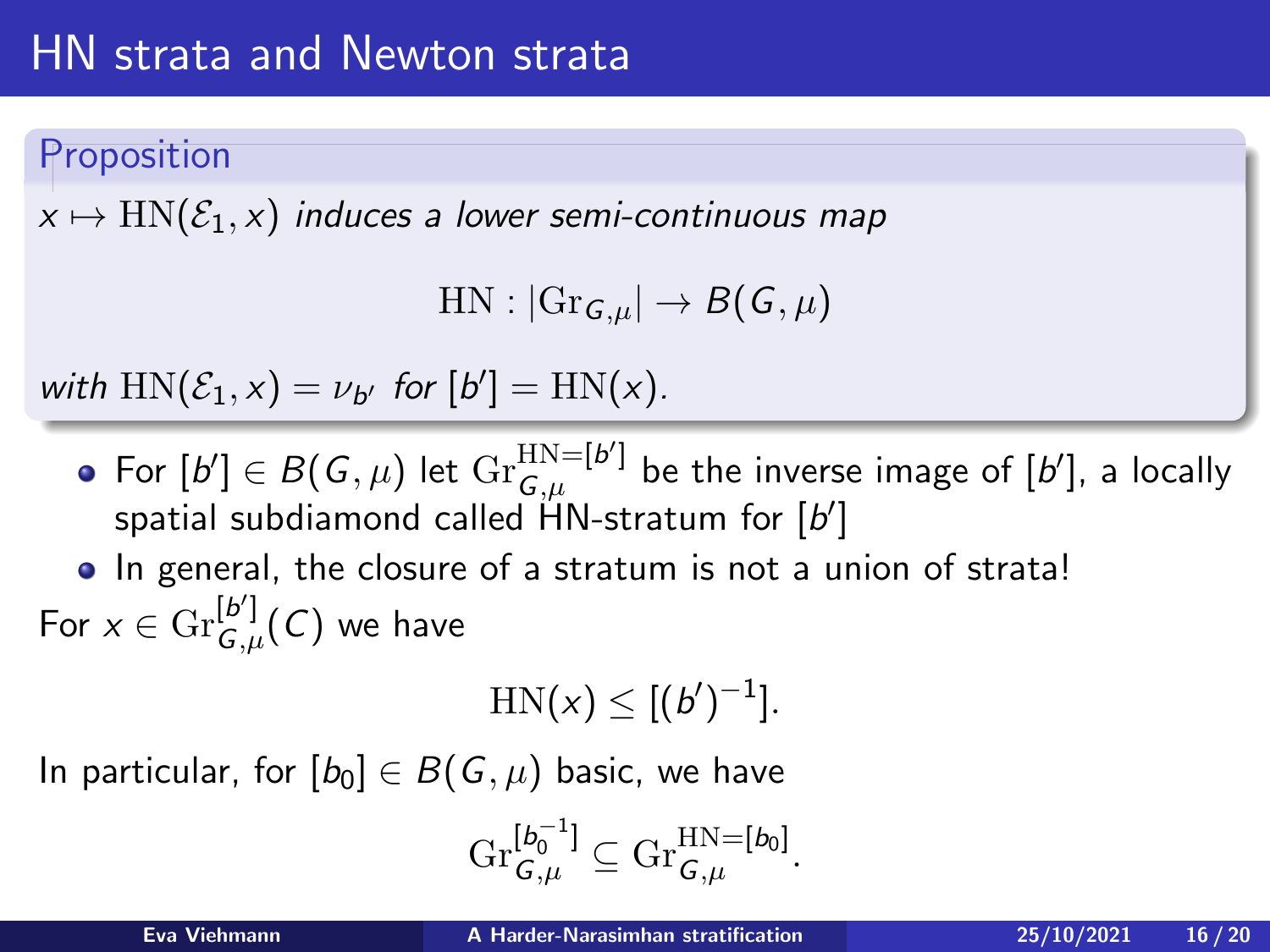# HN strata and Newton strata

**Proposition**

*$x \mapsto \mathrm{HN}(\mathcal{E}_1, x)$ induces a lower semi-continuous map*

$$\mathrm{HN} : |\mathrm{Gr}_{G,\mu}| \to B(G, \mu)$$

*with $\mathrm{HN}(\mathcal{E}_1, x) = \nu_{b'}$ for $[b'] = \mathrm{HN}(x)$.*

- For $[b'] \in B(G, \mu)$ let $\mathrm{Gr}_{G,\mu}^{\mathrm{HN}=[b']}$ be the inverse image of $[b']$, a locally spatial subdiamond called HN-stratum for $[b']$
- In general, the closure of a stratum is not a union of strata!

For $x \in \mathrm{Gr}_{G,\mu}^{[b']}(C)$ we have

$$\mathrm{HN}(x) \leq [(b')^{-1}].$$

In particular, for $[b_0] \in B(G, \mu)$ basic, we have

$$\mathrm{Gr}_{G,\mu}^{[b_0^{-1}]} \subseteq \mathrm{Gr}_{G,\mu}^{\mathrm{HN}=[b_0]}.$$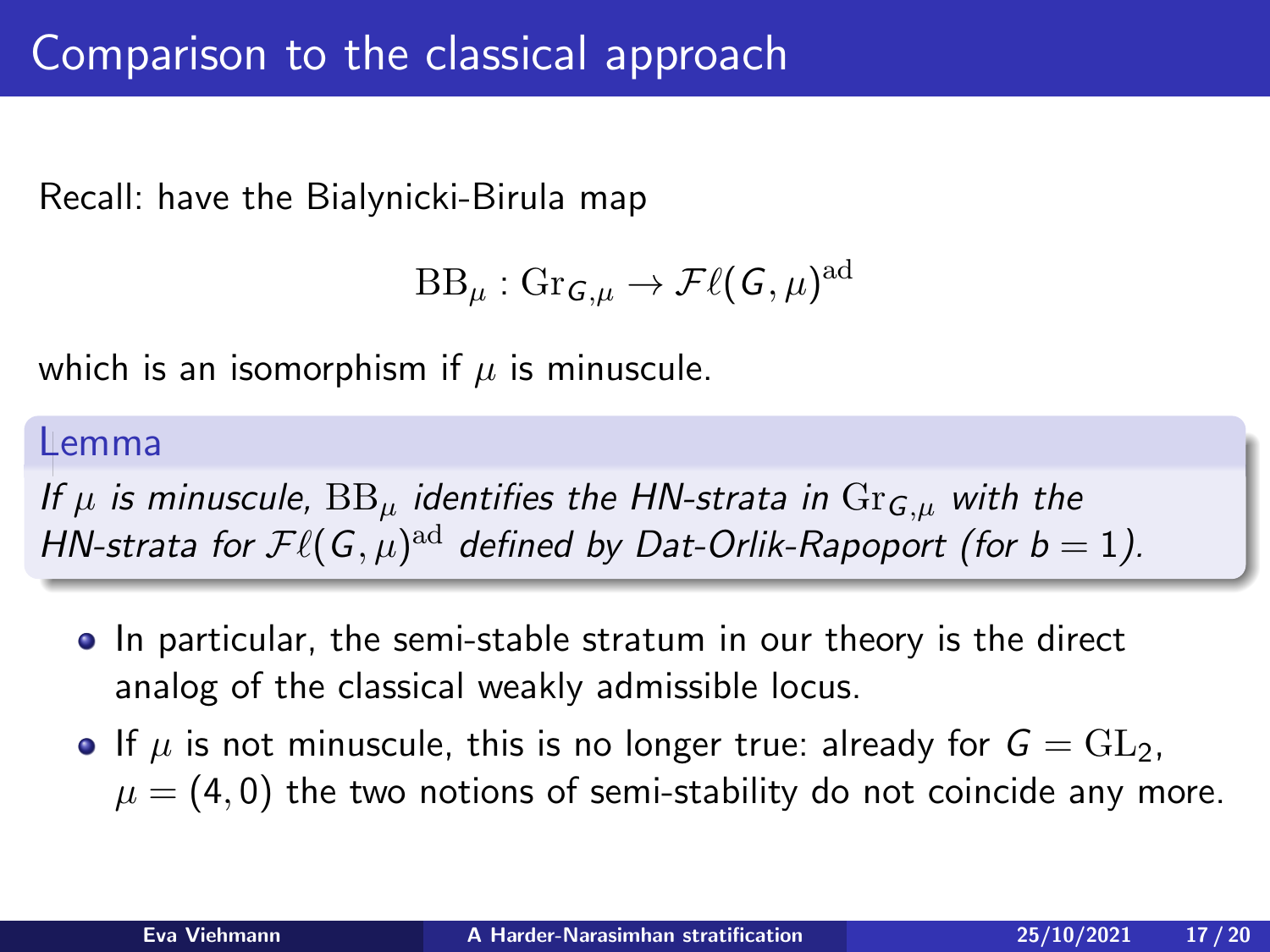# Comparison to the classical approach

Recall: have the Bialynicki-Birula map

$$\mathrm{BB}_\mu : \mathrm{Gr}_{G,\mu} \to \mathcal{F}\ell(G,\mu)^{\mathrm{ad}}$$

which is an isomorphism if $\mu$ is minuscule.

**Lemma**

*If $\mu$ is minuscule, $\mathrm{BB}_\mu$ identifies the HN-strata in $\mathrm{Gr}_{G,\mu}$ with the HN-strata for $\mathcal{F}\ell(G,\mu)^{\mathrm{ad}}$ defined by Dat-Orlik-Rapoport (for $b = 1$).*

- In particular, the semi-stable stratum in our theory is the direct analog of the classical weakly admissible locus.
- If $\mu$ is not minuscule, this is no longer true: already for $G = \mathrm{GL}_2$, $\mu = (4,0)$ the two notions of semi-stability do not coincide any more.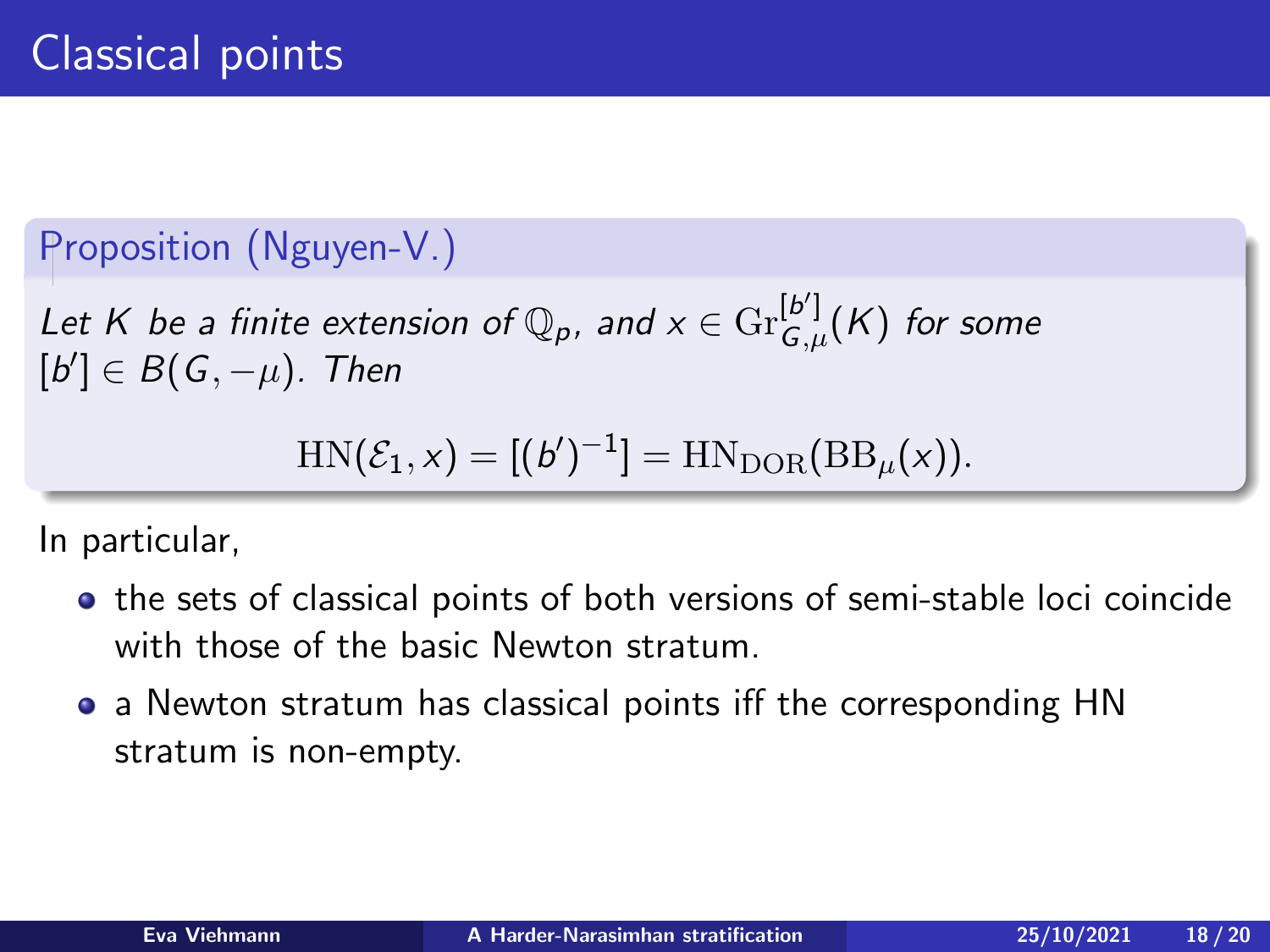# Classical points

**Proposition (Nguyen-V.)**

*Let $K$ be a finite extension of $\mathbb{Q}_p$, and $x \in \mathrm{Gr}_{G,\mu}^{[b']}(K)$ for some $[b'] \in B(G, -\mu)$. Then*

$$\mathrm{HN}(\mathcal{E}_1, x) = [(b')^{-1}] = \mathrm{HN}_{\mathrm{DOR}}(\mathrm{BB}_\mu(x)).$$

In particular,

- the sets of classical points of both versions of semi-stable loci coincide with those of the basic Newton stratum.
- a Newton stratum has classical points iff the corresponding HN stratum is non-empty.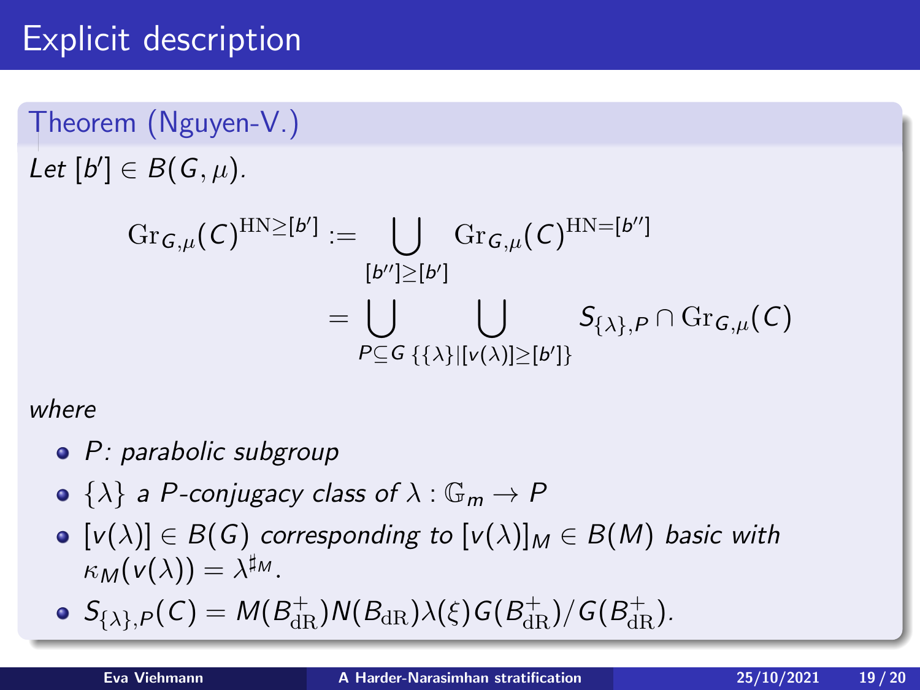# Explicit description

**Theorem (Nguyen-V.)**

*Let* $[b'] \in B(G, \mu)$*.*

$$\mathrm{Gr}_{G,\mu}(C)^{\mathrm{HN}\geq[b']} := \bigcup_{[b'']\geq[b']} \mathrm{Gr}_{G,\mu}(C)^{\mathrm{HN}=[b'']}$$
$$= \bigcup_{P\subseteq G} \bigcup_{\{\{\lambda\}|[v(\lambda)]\geq[b']\}} S_{\{\lambda\},P} \cap \mathrm{Gr}_{G,\mu}(C)$$

*where*

- $P$*: parabolic subgroup*
- $\{\lambda\}$ *a* $P$*-conjugacy class of* $\lambda : \mathbb{G}_m \to P$
- $[v(\lambda)] \in B(G)$ *corresponding to* $[v(\lambda)]_M \in B(M)$ *basic with* $\kappa_M(v(\lambda)) = \lambda^{\sharp_M}$*.*
- $S_{\{\lambda\},P}(C) = M(B_{\mathrm{dR}}^+)N(B_{\mathrm{dR}})\lambda(\xi)G(B_{\mathrm{dR}}^+)/G(B_{\mathrm{dR}}^+)$*.*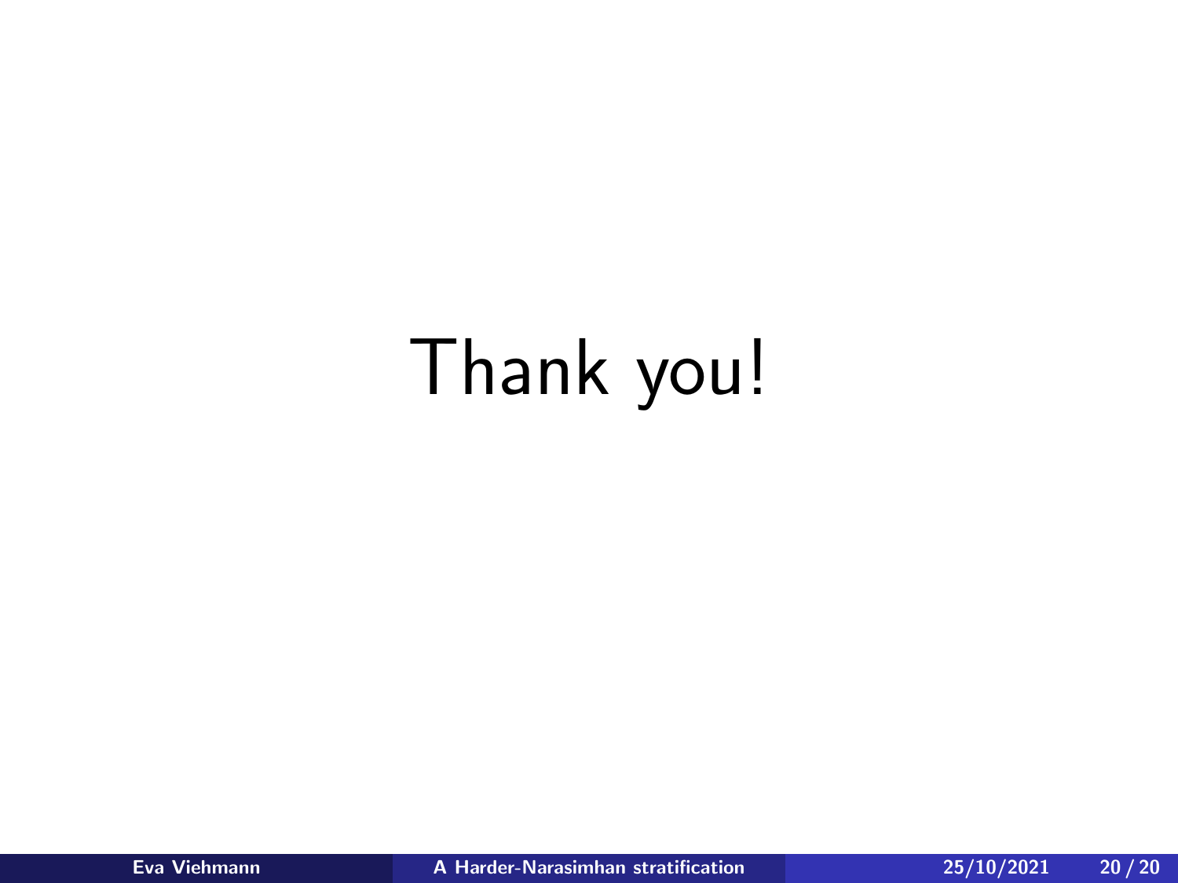Thank you!